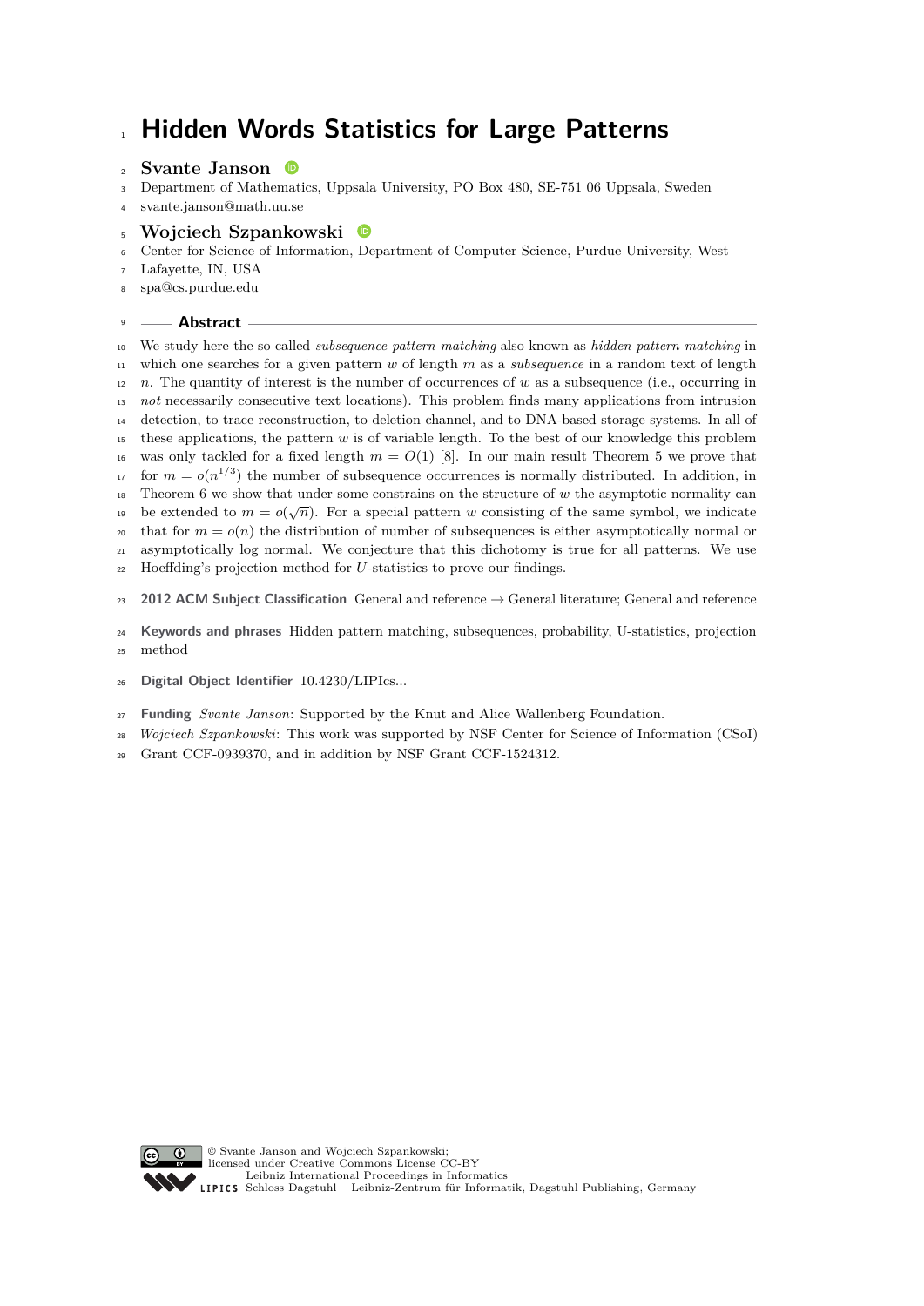# Hidden Words Statistics for Large Patterns

**Svante Janson**

Department of Mathematics, Uppsala University, PO Box 480, SE-751 06 Uppsala, Sweden

svante.janson@math.uu.se

**Wojciech Szpankowski**

Center for Science of Information, Department of Computer Science, Purdue University, West Lafayette, IN, USA

spa@cs.purdue.edu

## Abstract

We study here the so called *subsequence pattern matching* also known as *hidden pattern matching* in which one searches for a given pattern $w$ of length $m$ as a *subsequence* in a random text of length $n$. The quantity of interest is the number of occurrences of $w$ as a subsequence (i.e., occurring in *not* necessarily consecutive text locations). This problem finds many applications from intrusion detection, to trace reconstruction, to deletion channel, and to DNA-based storage systems. In all of these applications, the pattern $w$ is of variable length. To the best of our knowledge this problem was only tackled for a fixed length $m = O(1)$ [8]. In our main result Theorem 5 we prove that for $m = o(n^{1/3})$ the number of subsequence occurrences is normally distributed. In addition, in Theorem 6 we show that under some constrains on the structure of $w$ the asymptotic normality can be extended to $m = o(\sqrt{n})$. For a special pattern $w$ consisting of the same symbol, we indicate that for $m = o(n)$ the distribution of number of subsequences is either asymptotically normal or asymptotically log normal. We conjecture that this dichotomy is true for all patterns. We use Hoeffding's projection method for $U$-statistics to prove our findings.

**2012 ACM Subject Classification** General and reference → General literature; General and reference

**Keywords and phrases** Hidden pattern matching, subsequences, probability, U-statistics, projection method

**Digital Object Identifier** 10.4230/LIPIcs...

**Funding** *Svante Janson*: Supported by the Knut and Alice Wallenberg Foundation.

*Wojciech Szpankowski*: This work was supported by NSF Center for Science of Information (CSoI) Grant CCF-0939370, and in addition by NSF Grant CCF-1524312.

© Svante Janson and Wojciech Szpankowski;
licensed under Creative Commons License CC-BY
Leibniz International Proceedings in Informatics
Schloss Dagstuhl – Leibniz-Zentrum für Informatik, Dagstuhl Publishing, Germany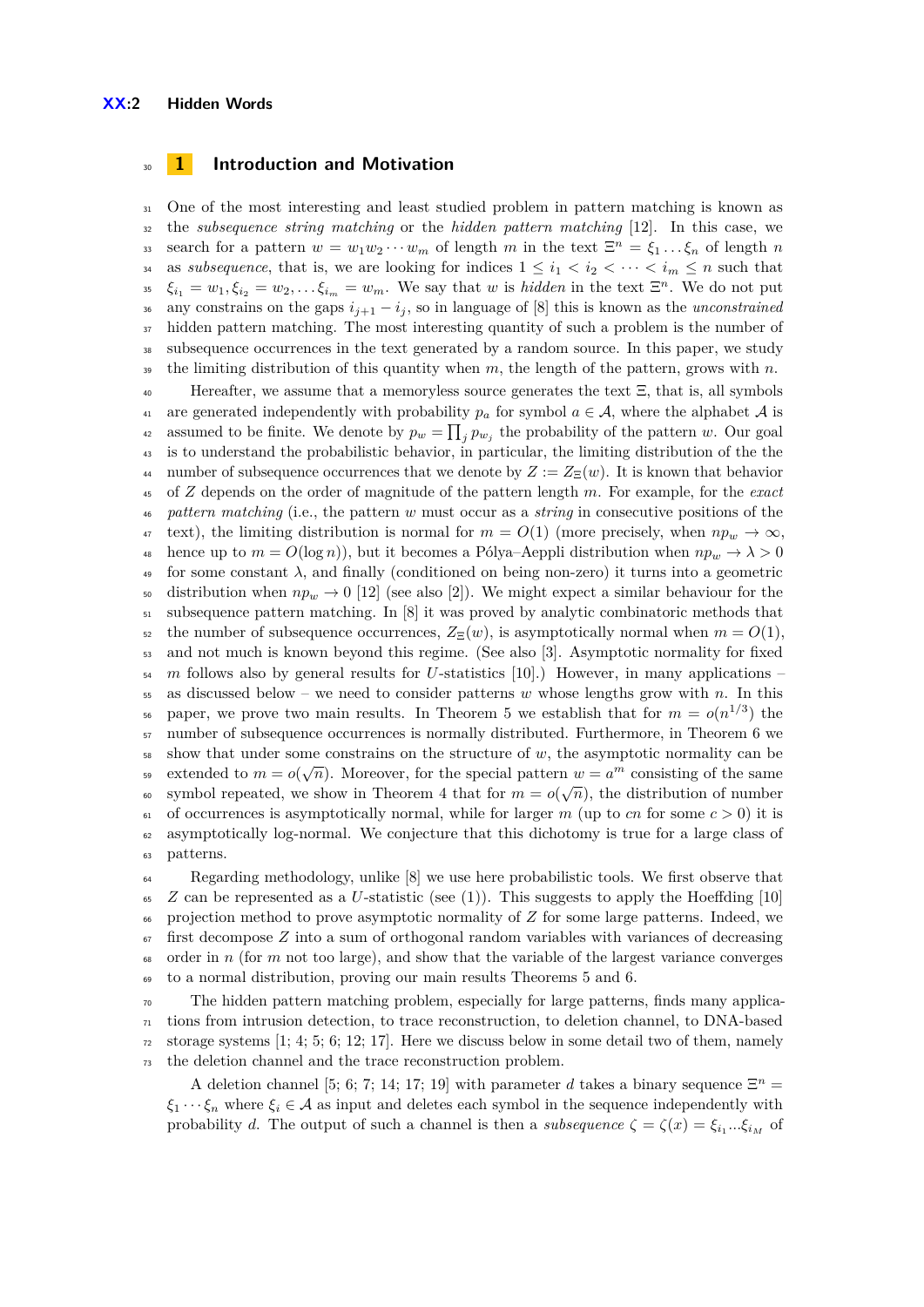# 1 Introduction and Motivation

One of the most interesting and least studied problem in pattern matching is known as the *subsequence string matching* or the *hidden pattern matching* [12]. In this case, we search for a pattern $w = w_1 w_2 \cdots w_m$ of length $m$ in the text $\Xi^n = \xi_1 \ldots \xi_n$ of length $n$ as *subsequence*, that is, we are looking for indices $1 \le i_1 < i_2 < \cdots < i_m \le n$ such that $\xi_{i_1} = w_1, \xi_{i_2} = w_2, \ldots \xi_{i_m} = w_m$. We say that $w$ is *hidden* in the text $\Xi^n$. We do not put any constrains on the gaps $i_{j+1} - i_j$, so in language of [8] this is known as the *unconstrained* hidden pattern matching. The most interesting quantity of such a problem is the number of subsequence occurrences in the text generated by a random source. In this paper, we study the limiting distribution of this quantity when $m$, the length of the pattern, grows with $n$.

Hereafter, we assume that a memoryless source generates the text $\Xi$, that is, all symbols are generated independently with probability $p_a$ for symbol $a \in \mathcal{A}$, where the alphabet $\mathcal{A}$ is assumed to be finite. We denote by $p_w = \prod_j p_{w_j}$ the probability of the pattern $w$. Our goal is to understand the probabilistic behavior, in particular, the limiting distribution of the the number of subsequence occurrences that we denote by $Z := Z_\Xi(w)$. It is known that behavior of $Z$ depends on the order of magnitude of the pattern length $m$. For example, for the *exact pattern matching* (i.e., the pattern $w$ must occur as a *string* in consecutive positions of the text), the limiting distribution is normal for $m = O(1)$ (more precisely, when $np_w \to \infty$, hence up to $m = O(\log n)$), but it becomes a Pólya–Aeppli distribution when $np_w \to \lambda > 0$ for some constant $\lambda$, and finally (conditioned on being non-zero) it turns into a geometric distribution when $np_w \to 0$ [12] (see also [2]). We might expect a similar behaviour for the subsequence pattern matching. In [8] it was proved by analytic combinatoric methods that the number of subsequence occurrences, $Z_\Xi(w)$, is asymptotically normal when $m = O(1)$, and not much is known beyond this regime. (See also [3]. Asymptotic normality for fixed $m$ follows also by general results for $U$-statistics [10].) However, in many applications – as discussed below – we need to consider patterns $w$ whose lengths grow with $n$. In this paper, we prove two main results. In Theorem 5 we establish that for $m = o(n^{1/3})$ the number of subsequence occurrences is normally distributed. Furthermore, in Theorem 6 we show that under some constrains on the structure of $w$, the asymptotic normality can be extended to $m = o(\sqrt{n})$. Moreover, for the special pattern $w = a^m$ consisting of the same symbol repeated, we show in Theorem 4 that for $m = o(\sqrt{n})$, the distribution of number of occurrences is asymptotically normal, while for larger $m$ (up to $cn$ for some $c > 0$) it is asymptotically log-normal. We conjecture that this dichotomy is true for a large class of patterns.

Regarding methodology, unlike [8] we use here probabilistic tools. We first observe that $Z$ can be represented as a $U$-statistic (see (1)). This suggests to apply the Hoeffding [10] projection method to prove asymptotic normality of $Z$ for some large patterns. Indeed, we first decompose $Z$ into a sum of orthogonal random variables with variances of decreasing order in $n$ (for $m$ not too large), and show that the variable of the largest variance converges to a normal distribution, proving our main results Theorems 5 and 6.

The hidden pattern matching problem, especially for large patterns, finds many applications from intrusion detection, to trace reconstruction, to deletion channel, to DNA-based storage systems [1; 4; 5; 6; 12; 17]. Here we discuss below in some detail two of them, namely the deletion channel and the trace reconstruction problem.

A deletion channel [5; 6; 7; 14; 17; 19] with parameter $d$ takes a binary sequence $\Xi^n = \xi_1 \cdots \xi_n$ where $\xi_i \in \mathcal{A}$ as input and deletes each symbol in the sequence independently with probability $d$. The output of such a channel is then a *subsequence* $\zeta = \zeta(x) = \xi_{i_1} \ldots \xi_{i_M}$ of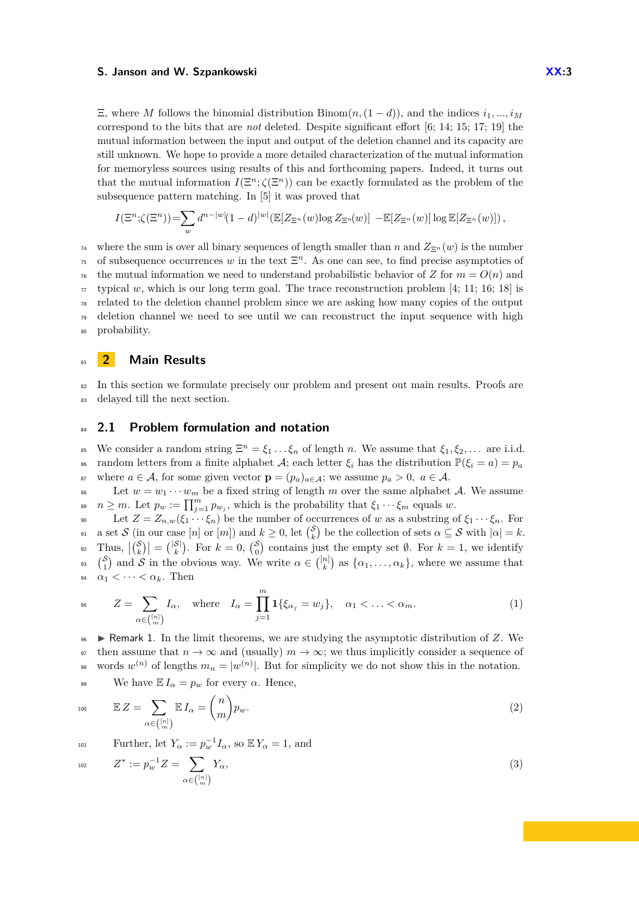$\Xi$, where $M$ follows the binomial distribution $\mathrm{Binom}(n,(1-d))$, and the indices $i_1,...,i_M$ correspond to the bits that are *not* deleted. Despite significant effort [6; 14; 15; 17; 19] the mutual information between the input and output of the deletion channel and its capacity are still unknown. We hope to provide a more detailed characterization of the mutual information for memoryless sources using results of this and forthcoming papers. Indeed, it turns out that the mutual information $I(\Xi^n;\zeta(\Xi^n))$ can be exactly formulated as the problem of the subsequence pattern matching. In [5] it was proved that

$$I(\Xi^n;\zeta(\Xi^n)) = \sum_w d^{n-|w|}(1-d)^{|w|}\left(\mathbb{E}[Z_{\Xi^n}(w)\log Z_{\Xi^n}(w)] - \mathbb{E}[Z_{\Xi^n}(w)]\log \mathbb{E}[Z_{\Xi^n}(w)]\right),$$

where the sum is over all binary sequences of length smaller than $n$ and $Z_{\Xi^n}(w)$ is the number of subsequence occurrences $w$ in the text $\Xi^n$. As one can see, to find precise asymptotics of the mutual information we need to understand probabilistic behavior of $Z$ for $m = O(n)$ and typical $w$, which is our long term goal. The trace reconstruction problem [4; 11; 16; 18] is related to the deletion channel problem since we are asking how many copies of the output deletion channel we need to see until we can reconstruct the input sequence with high probability.

## 2 Main Results

In this section we formulate precisely our problem and present out main results. Proofs are delayed till the next section.

### 2.1 Problem formulation and notation

We consider a random string $\Xi^n = \xi_1 \dots \xi_n$ of length $n$. We assume that $\xi_1, \xi_2, \dots$ are i.i.d. random letters from a finite alphabet $\mathcal{A}$; each letter $\xi_i$ has the distribution $\mathbb{P}(\xi_i = a) = p_a$ where $a \in \mathcal{A}$, for some given vector $\mathbf{p} = (p_a)_{a\in\mathcal{A}}$; we assume $p_a > 0,\ a \in \mathcal{A}$.

Let $w = w_1 \cdots w_m$ be a fixed string of length $m$ over the same alphabet $\mathcal{A}$. We assume $n \geq m$. Let $p_w := \prod_{j=1}^m p_{w_j}$, which is the probability that $\xi_1 \cdots \xi_m$ equals $w$.

Let $Z = Z_{n,w}(\xi_1 \cdots \xi_n)$ be the number of occurrences of $w$ as a substring of $\xi_1 \cdots \xi_n$. For a set $\mathcal{S}$ (in our case $[n]$ or $[m]$) and $k \geq 0$, let $\binom{\mathcal{S}}{k}$ be the collection of sets $\alpha \subseteq \mathcal{S}$ with $|\alpha| = k$. Thus, $\left|\binom{\mathcal{S}}{k}\right| = \binom{|\mathcal{S}|}{k}$. For $k = 0$, $\binom{\mathcal{S}}{0}$ contains just the empty set $\emptyset$. For $k = 1$, we identify $\binom{\mathcal{S}}{1}$ and $\mathcal{S}$ in the obvious way. We write $\alpha \in \binom{[n]}{k}$ as $\{\alpha_1, \dots, \alpha_k\}$, where we assume that $\alpha_1 < \dots < \alpha_k$. Then

$$Z = \sum_{\alpha \in \binom{[n]}{m}} I_\alpha, \quad \text{where} \quad I_\alpha = \prod_{j=1}^m \mathbf{1}\{\xi_{\alpha_j} = w_j\}, \quad \alpha_1 < \ldots < \alpha_m. \tag{1}$$

▶ Remark 1. In the limit theorems, we are studying the asymptotic distribution of $Z$. We then assume that $n \to \infty$ and (usually) $m \to \infty$; we thus implicitly consider a sequence of words $w^{(n)}$ of lengths $m_n = |w^{(n)}|$. But for simplicity we do not show this in the notation.

We have $\mathbb{E}\, I_\alpha = p_w$ for every $\alpha$. Hence,

$$\mathbb{E}\, Z = \sum_{\alpha \in \binom{[n]}{m}} \mathbb{E}\, I_\alpha = \binom{n}{m} p_w. \tag{2}$$

Further, let $Y_\alpha := p_w^{-1} I_\alpha$, so $\mathbb{E}\, Y_\alpha = 1$, and

$$Z^* := p_w^{-1} Z = \sum_{\alpha \in \binom{[n]}{m}} Y_\alpha, \tag{3}$$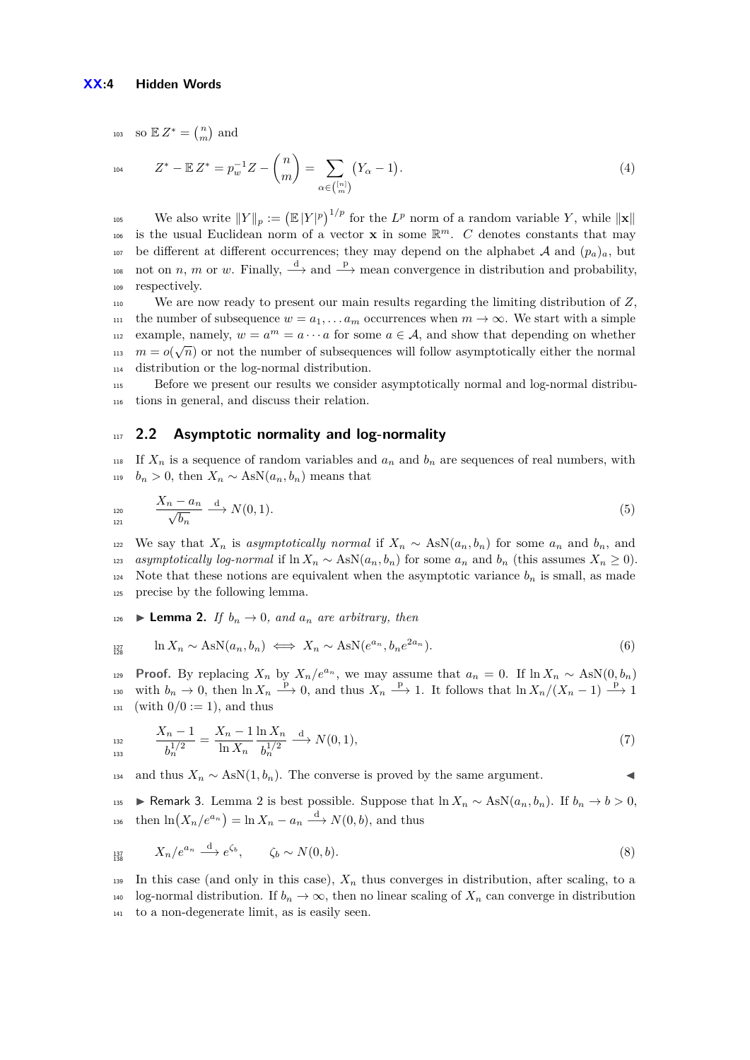so $\mathbb{E}\, Z^* = \binom{n}{m}$ and

$$Z^* - \mathbb{E}\, Z^* = p_w^{-1} Z - \binom{n}{m} = \sum_{\alpha \in \binom{[n]}{m}} (Y_\alpha - 1). \tag{4}$$

We also write $\|Y\|_p := \big(\mathbb{E}\,|Y|^p\big)^{1/p}$ for the $L^p$ norm of a random variable $Y$, while $\|\mathbf{x}\|$ is the usual Euclidean norm of a vector $\mathbf{x}$ in some $\mathbb{R}^m$. $C$ denotes constants that may be different at different occurrences; they may depend on the alphabet $\mathcal{A}$ and $(p_a)_a$, but not on $n$, $m$ or $w$. Finally, $\xrightarrow{\mathrm{d}}$ and $\xrightarrow{\mathrm{p}}$ mean convergence in distribution and probability, respectively.

We are now ready to present our main results regarding the limiting distribution of $Z$, the number of subsequence $w = a_1, \dots a_m$ occurrences when $m \to \infty$. We start with a simple example, namely, $w = a^m = a \cdots a$ for some $a \in \mathcal{A}$, and show that depending on whether $m = o(\sqrt{n})$ or not the number of subsequences will follow asymptotically either the normal distribution or the log-normal distribution.

Before we present our results we consider asymptotically normal and log-normal distributions in general, and discuss their relation.

## 2.2 Asymptotic normality and log-normality

If $X_n$ is a sequence of random variables and $a_n$ and $b_n$ are sequences of real numbers, with $b_n > 0$, then $X_n \sim \mathrm{AsN}(a_n, b_n)$ means that

$$\frac{X_n - a_n}{\sqrt{b_n}} \xrightarrow{\mathrm{d}} N(0,1). \tag{5}$$

We say that $X_n$ is *asymptotically normal* if $X_n \sim \mathrm{AsN}(a_n, b_n)$ for some $a_n$ and $b_n$, and *asymptotically log-normal* if $\ln X_n \sim \mathrm{AsN}(a_n, b_n)$ for some $a_n$ and $b_n$ (this assumes $X_n \geq 0$). Note that these notions are equivalent when the asymptotic variance $b_n$ is small, as made precise by the following lemma.

▶ **Lemma 2.** *If $b_n \to 0$, and $a_n$ are arbitrary, then*

$$\ln X_n \sim \mathrm{AsN}(a_n, b_n) \iff X_n \sim \mathrm{AsN}(e^{a_n}, b_n e^{2a_n}). \tag{6}$$

**Proof.** By replacing $X_n$ by $X_n/e^{a_n}$, we may assume that $a_n = 0$. If $\ln X_n \sim \mathrm{AsN}(0, b_n)$ with $b_n \to 0$, then $\ln X_n \xrightarrow{\mathrm{p}} 0$, and thus $X_n \xrightarrow{\mathrm{p}} 1$. It follows that $\ln X_n/(X_n - 1) \xrightarrow{\mathrm{p}} 1$ (with $0/0 := 1$), and thus

$$\frac{X_n - 1}{b_n^{1/2}} = \frac{X_n - 1}{\ln X_n} \frac{\ln X_n}{b_n^{1/2}} \xrightarrow{\mathrm{d}} N(0,1), \tag{7}$$

and thus $X_n \sim \mathrm{AsN}(1, b_n)$. The converse is proved by the same argument. ◀

▶ Remark 3. Lemma 2 is best possible. Suppose that $\ln X_n \sim \mathrm{AsN}(a_n, b_n)$. If $b_n \to b > 0$, then $\ln\big(X_n/e^{a_n}\big) = \ln X_n - a_n \xrightarrow{\mathrm{d}} N(0, b)$, and thus

$$X_n/e^{a_n} \xrightarrow{\mathrm{d}} e^{\zeta_b}, \qquad \zeta_b \sim N(0, b). \tag{8}$$

In this case (and only in this case), $X_n$ thus converges in distribution, after scaling, to a log-normal distribution. If $b_n \to \infty$, then no linear scaling of $X_n$ can converge in distribution to a non-degenerate limit, as is easily seen.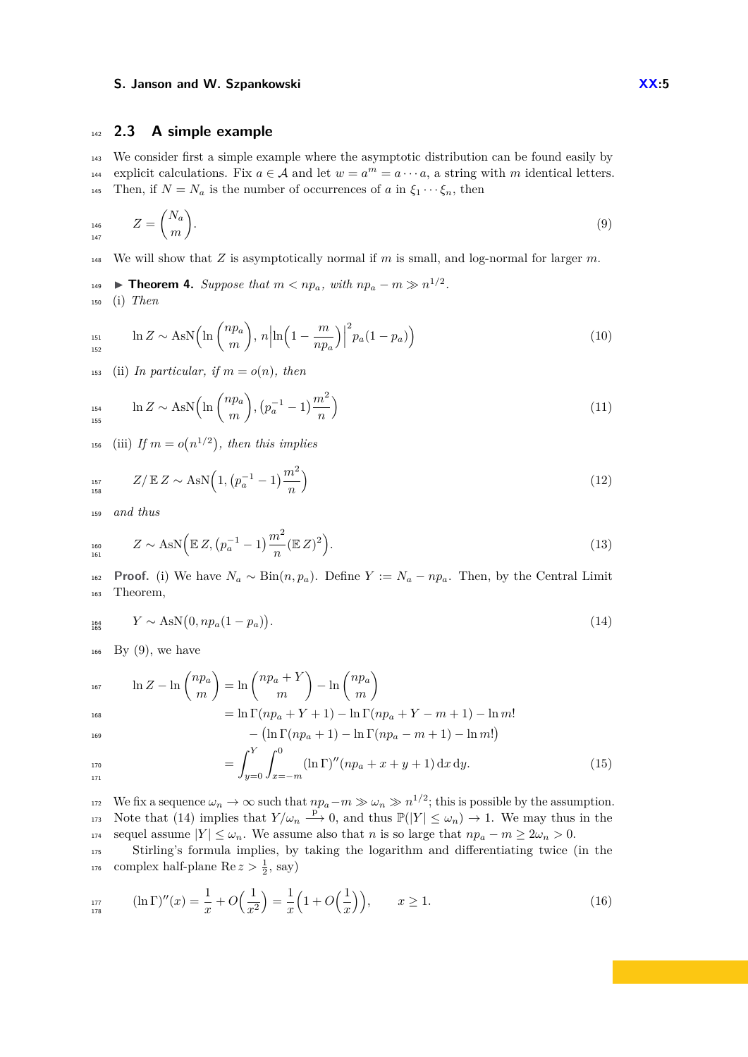## 2.3 A simple example

We consider first a simple example where the asymptotic distribution can be found easily by explicit calculations. Fix $a \in \mathcal{A}$ and let $w = a^m = a \cdots a$, a string with $m$ identical letters. Then, if $N = N_a$ is the number of occurrences of $a$ in $\xi_1 \cdots \xi_n$, then

$$Z = \binom{N_a}{m}. \tag{9}$$

We will show that $Z$ is asymptotically normal if $m$ is small, and log-normal for larger $m$.

▶ **Theorem 4.** *Suppose that $m < np_a$, with $np_a - m \gg n^{1/2}$.*

(i) *Then*

$$\ln Z \sim \operatorname{AsN}\Bigl(\ln \binom{np_a}{m}, n\Bigl|\ln\Bigl(1 - \frac{m}{np_a}\Bigr)\Bigr|^2 p_a(1-p_a)\Bigr) \tag{10}$$

(ii) *In particular, if $m = o(n)$, then*

$$\ln Z \sim \operatorname{AsN}\Bigl(\ln \binom{np_a}{m}, (p_a^{-1} - 1)\frac{m^2}{n}\Bigr) \tag{11}$$

(iii) *If $m = o(n^{1/2})$, then this implies*

$$Z/\,\mathbb{E}\, Z \sim \operatorname{AsN}\Bigl(1, (p_a^{-1} - 1)\frac{m^2}{n}\Bigr) \tag{12}$$

*and thus*

$$Z \sim \operatorname{AsN}\Bigl(\mathbb{E}\, Z, (p_a^{-1} - 1)\frac{m^2}{n}(\mathbb{E}\, Z)^2\Bigr). \tag{13}$$

**Proof.** (i) We have $N_a \sim \operatorname{Bin}(n, p_a)$. Define $Y := N_a - np_a$. Then, by the Central Limit Theorem,

$$Y \sim \operatorname{AsN}\bigl(0, np_a(1-p_a)\bigr). \tag{14}$$

By (9), we have

$$\begin{aligned}
\ln Z - \ln \binom{np_a}{m} &= \ln \binom{np_a + Y}{m} - \ln \binom{np_a}{m} \\
&= \ln \Gamma(np_a + Y + 1) - \ln \Gamma(np_a + Y - m + 1) - \ln m! \\
&\quad - \bigl(\ln \Gamma(np_a + 1) - \ln \Gamma(np_a - m + 1) - \ln m!\bigr) \\
&= \int_{y=0}^{Y} \int_{x=-m}^{0} (\ln \Gamma)''(np_a + x + y + 1)\,\mathrm{d}x\,\mathrm{d}y. \qquad (15)
\end{aligned}$$

We fix a sequence $\omega_n \to \infty$ such that $np_a - m \gg \omega_n \gg n^{1/2}$; this is possible by the assumption. Note that (14) implies that $Y/\omega_n \xrightarrow{\text{p}} 0$, and thus $\mathbb{P}(|Y| \le \omega_n) \to 1$. We may thus in the sequel assume $|Y| \le \omega_n$. We assume also that $n$ is so large that $np_a - m \ge 2\omega_n > 0$.

Stirling's formula implies, by taking the logarithm and differentiating twice (in the complex half-plane $\operatorname{Re} z > \frac{1}{2}$, say)

$$(\ln \Gamma)''(x) = \frac{1}{x} + O\Bigl(\frac{1}{x^2}\Bigr) = \frac{1}{x}\Bigl(1 + O\Bigl(\frac{1}{x}\Bigr)\Bigr), \qquad x \ge 1. \tag{16}$$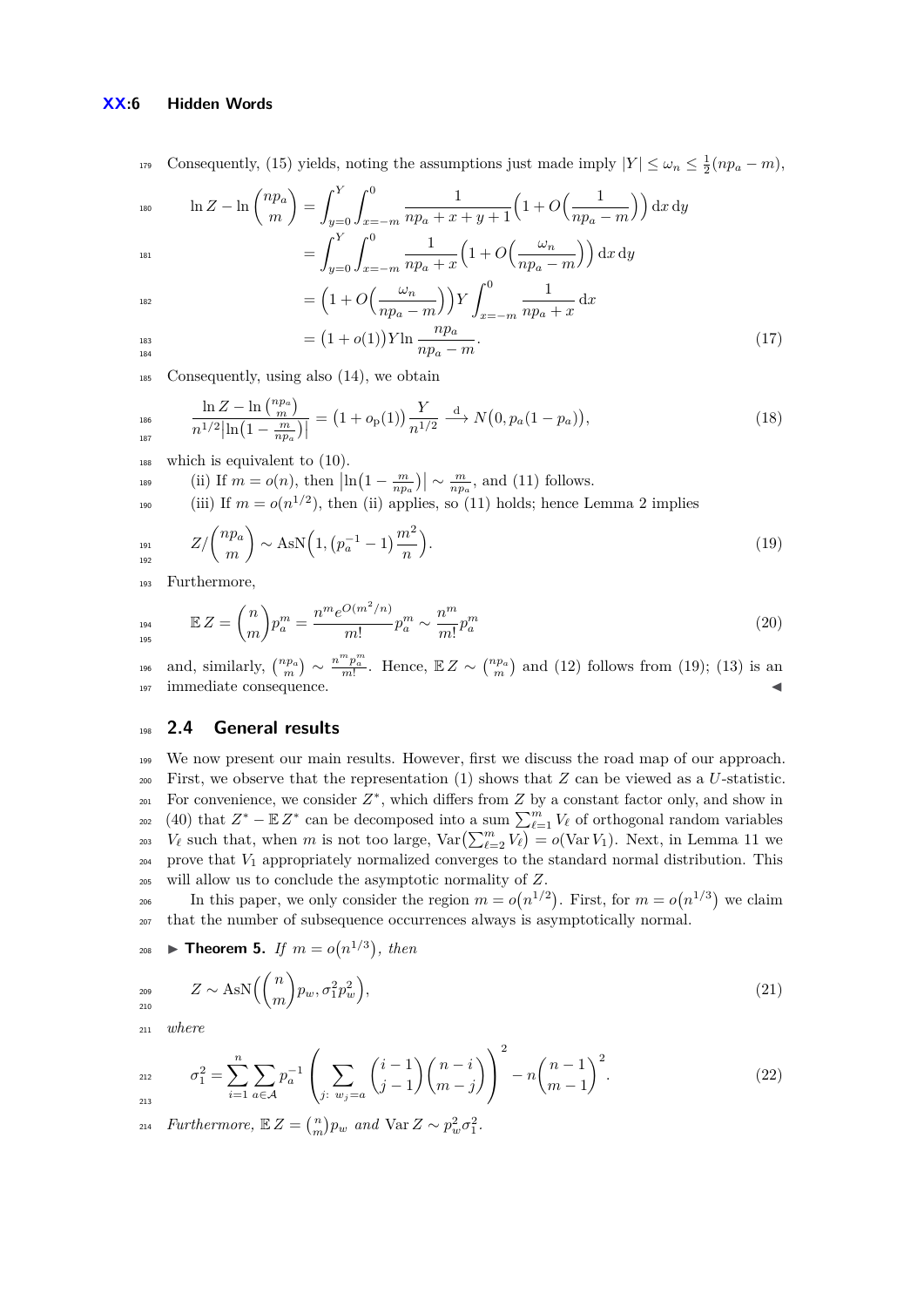Consequently, (15) yields, noting the assumptions just made imply $|Y| \le \omega_n \le \frac{1}{2}(np_a - m)$,

$$
\begin{aligned}
\ln Z - \ln \binom{np_a}{m} &= \int_{y=0}^{Y}\int_{x=-m}^{0} \frac{1}{np_a + x + y + 1}\Big(1 + O\Big(\frac{1}{np_a - m}\Big)\Big)\,\mathrm{d}x\,\mathrm{d}y \\
&= \int_{y=0}^{Y}\int_{x=-m}^{0} \frac{1}{np_a + x}\Big(1 + O\Big(\frac{\omega_n}{np_a - m}\Big)\Big)\,\mathrm{d}x\,\mathrm{d}y \\
&= \Big(1 + O\Big(\frac{\omega_n}{np_a - m}\Big)\Big) Y \int_{x=-m}^{0} \frac{1}{np_a + x}\,\mathrm{d}x \\
&= \big(1 + o(1)\big) Y \ln \frac{np_a}{np_a - m}.
\end{aligned}
\tag{17}
$$

Consequently, using also (14), we obtain

$$
\frac{\ln Z - \ln \binom{np_a}{m}}{n^{1/2}\big|\ln\big(1 - \frac{m}{np_a}\big)\big|} = \big(1 + o_{\mathrm{p}}(1)\big)\frac{Y}{n^{1/2}} \xrightarrow{\mathrm{d}} N\big(0, p_a(1 - p_a)\big),
\tag{18}
$$

which is equivalent to (10).

(ii) If $m = o(n)$, then $\big|\ln\big(1 - \frac{m}{np_a}\big)\big| \sim \frac{m}{np_a}$, and (11) follows.

(iii) If $m = o(n^{1/2})$, then (ii) applies, so (11) holds; hence Lemma 2 implies

$$
Z/\binom{np_a}{m} \sim \mathrm{AsN}\Big(1, \big(p_a^{-1} - 1\big)\frac{m^2}{n}\Big).
\tag{19}
$$

Furthermore,

$$
\mathbb{E}\, Z = \binom{n}{m} p_a^m = \frac{n^m e^{O(m^2/n)}}{m!} p_a^m \sim \frac{n^m}{m!} p_a^m
\tag{20}
$$

and, similarly, $\binom{np_a}{m} \sim \frac{n^m p_a^m}{m!}$. Hence, $\mathbb{E}\, Z \sim \binom{np_a}{m}$ and (12) follows from (19); (13) is an immediate consequence. ◀

## 2.4 General results

We now present our main results. However, first we discuss the road map of our approach. First, we observe that the representation (1) shows that $Z$ can be viewed as a $U$-statistic. For convenience, we consider $Z^*$, which differs from $Z$ by a constant factor only, and show in (40) that $Z^* - \mathbb{E}\, Z^*$ can be decomposed into a sum $\sum_{\ell=1}^{m} V_\ell$ of orthogonal random variables $V_\ell$ such that, when $m$ is not too large, $\mathrm{Var}\big(\sum_{\ell=2}^{m} V_\ell\big) = o(\mathrm{Var}\, V_1)$. Next, in Lemma 11 we prove that $V_1$ appropriately normalized converges to the standard normal distribution. This will allow us to conclude the asymptotic normality of $Z$.

In this paper, we only consider the region $m = o\big(n^{1/2}\big)$. First, for $m = o\big(n^{1/3}\big)$ we claim that the number of subsequence occurrences always is asymptotically normal.

▶ **Theorem 5.** *If $m = o\big(n^{1/3}\big)$, then*

$$
Z \sim \mathrm{AsN}\Big(\binom{n}{m} p_w, \sigma_1^2 p_w^2\Big),
\tag{21}
$$

*where*

$$
\sigma_1^2 = \sum_{i=1}^{n} \sum_{a \in \mathcal{A}} p_a^{-1} \left( \sum_{j:\ w_j = a} \binom{i-1}{j-1}\binom{n-i}{m-j} \right)^2 - n\binom{n-1}{m-1}^2.
\tag{22}
$$

*Furthermore, $\mathbb{E}\, Z = \binom{n}{m} p_w$ and $\mathrm{Var}\, Z \sim p_w^2 \sigma_1^2$.*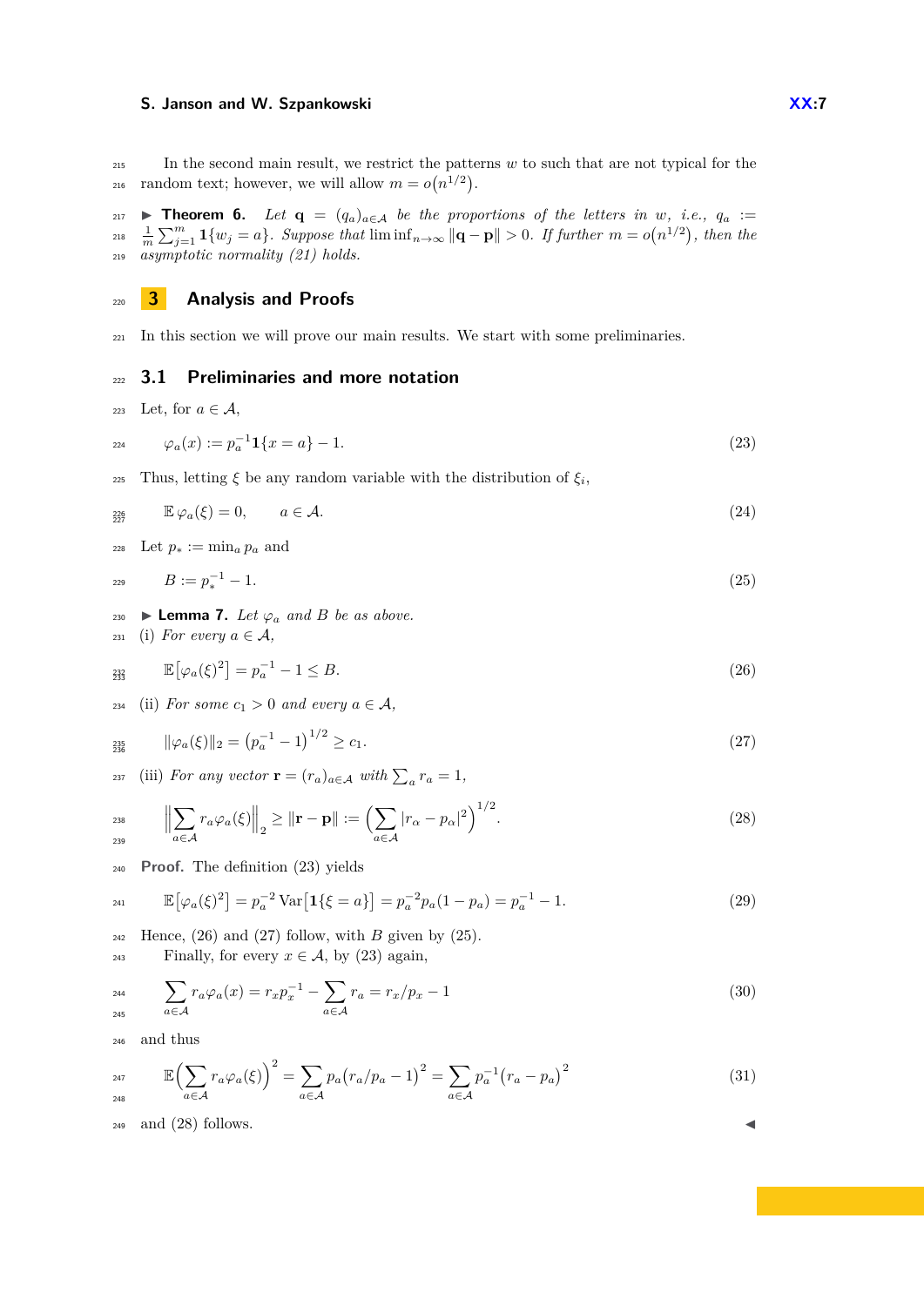In the second main result, we restrict the patterns $w$ to such that are not typical for the random text; however, we will allow $m = o(n^{1/2})$.

▶ **Theorem 6.** *Let $\mathbf{q} = (q_a)_{a\in\mathcal{A}}$ be the proportions of the letters in $w$, i.e., $q_a := \frac{1}{m}\sum_{j=1}^{m} \mathbf{1}\{w_j = a\}$. Suppose that $\liminf_{n\to\infty} \|\mathbf{q}-\mathbf{p}\| > 0$. If further $m = o(n^{1/2})$, then the asymptotic normality (21) holds.*

# 3 Analysis and Proofs

In this section we will prove our main results. We start with some preliminaries.

## 3.1 Preliminaries and more notation

Let, for $a \in \mathcal{A}$,

$$\varphi_a(x) := p_a^{-1}\mathbf{1}\{x = a\} - 1. \tag{23}$$

Thus, letting $\xi$ be any random variable with the distribution of $\xi_i$,

$$\mathbb{E}\,\varphi_a(\xi) = 0, \qquad a \in \mathcal{A}. \tag{24}$$

Let $p_* := \min_a p_a$ and

$$B := p_*^{-1} - 1. \tag{25}$$

▶ **Lemma 7.** *Let $\varphi_a$ and $B$ be as above.*
(i) *For every $a \in \mathcal{A}$,*

$$\mathbb{E}\big[\varphi_a(\xi)^2\big] = p_a^{-1} - 1 \le B. \tag{26}$$

(ii) *For some $c_1 > 0$ and every $a \in \mathcal{A}$,*

$$\|\varphi_a(\xi)\|_2 = \big(p_a^{-1} - 1\big)^{1/2} \ge c_1. \tag{27}$$

(iii) *For any vector $\mathbf{r} = (r_a)_{a\in\mathcal{A}}$ with $\sum_a r_a = 1$,*

$$\Big\|\sum_{a\in\mathcal{A}} r_a\varphi_a(\xi)\Big\|_2 \ge \|\mathbf{r}-\mathbf{p}\| := \Big(\sum_{a\in\mathcal{A}} |r_\alpha - p_\alpha|^2\Big)^{1/2}. \tag{28}$$

**Proof.** The definition (23) yields

$$\mathbb{E}\big[\varphi_a(\xi)^2\big] = p_a^{-2}\operatorname{Var}\big[\mathbf{1}\{\xi = a\}\big] = p_a^{-2}p_a(1-p_a) = p_a^{-1} - 1. \tag{29}$$

Hence, (26) and (27) follow, with $B$ given by (25).

Finally, for every $x \in \mathcal{A}$, by (23) again,

$$\sum_{a\in\mathcal{A}} r_a\varphi_a(x) = r_x p_x^{-1} - \sum_{a\in\mathcal{A}} r_a = r_x/p_x - 1 \tag{30}$$

and thus

$$\mathbb{E}\Big(\sum_{a\in\mathcal{A}} r_a\varphi_a(\xi)\Big)^2 = \sum_{a\in\mathcal{A}} p_a\big(r_a/p_a - 1\big)^2 = \sum_{a\in\mathcal{A}} p_a^{-1}\big(r_a - p_a\big)^2 \tag{31}$$

and (28) follows. ◀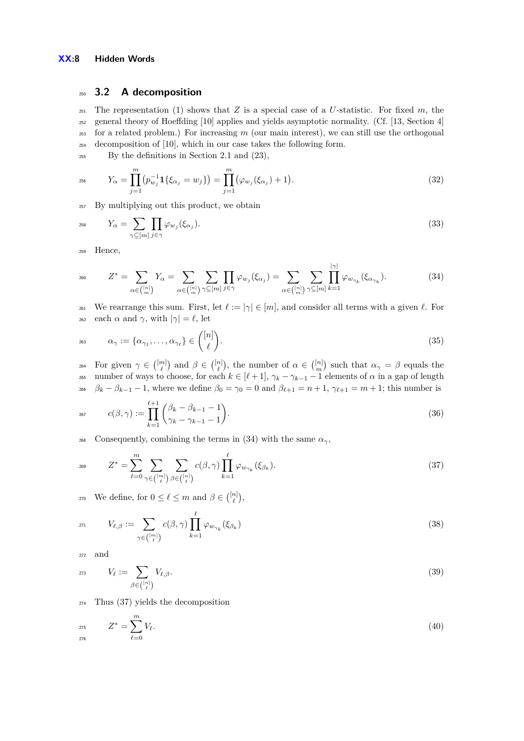### 3.2 A decomposition

The representation (1) shows that $Z$ is a special case of a $U$-statistic. For fixed $m$, the general theory of Hoeffding [10] applies and yields asymptotic normality. (Cf. [13, Section 4] for a related problem.) For increasing $m$ (our main interest), we can still use the orthogonal decomposition of [10], which in our case takes the following form.

By the definitions in Section 2.1 and (23),

$$Y_\alpha = \prod_{j=1}^{m} \bigl(p_{w_j}^{-1} \mathbf{1}\{\xi_{\alpha_j} = w_j\}\bigr) = \prod_{j=1}^{m} \bigl(\varphi_{w_j}(\xi_{\alpha_j}) + 1\bigr). \tag{32}$$

By multiplying out this product, we obtain

$$Y_\alpha = \sum_{\gamma \subseteq [m]} \prod_{j \in \gamma} \varphi_{w_j}(\xi_{\alpha_j}). \tag{33}$$

Hence,

$$Z^* = \sum_{\alpha \in \binom{[n]}{m}} Y_\alpha = \sum_{\alpha \in \binom{[n]}{m}} \sum_{\gamma \subseteq [m]} \prod_{j \in \gamma} \varphi_{w_j}(\xi_{\alpha_j}) = \sum_{\alpha \in \binom{[n]}{m}} \sum_{\gamma \subseteq [m]} \prod_{k=1}^{|\gamma|} \varphi_{w_{\gamma_k}}(\xi_{\alpha_{\gamma_k}}). \tag{34}$$

We rearrange this sum. First, let $\ell := |\gamma| \in [m]$, and consider all terms with a given $\ell$. For each $\alpha$ and $\gamma$, with $|\gamma| = \ell$, let

$$\alpha_\gamma := \{\alpha_{\gamma_1}, \dots, \alpha_{\gamma_\ell}\} \in \binom{[n]}{\ell}. \tag{35}$$

For given $\gamma \in \binom{[m]}{\ell}$ and $\beta \in \binom{[n]}{\ell}$, the number of $\alpha \in \binom{[n]}{m}$ such that $\alpha_\gamma = \beta$ equals the number of ways to choose, for each $k \in [\ell+1]$, $\gamma_k - \gamma_{k-1} - 1$ elements of $\alpha$ in a gap of length $\beta_k - \beta_{k-1} - 1$, where we define $\beta_0 = \gamma_0 = 0$ and $\beta_{\ell+1} = n+1$, $\gamma_{\ell+1} = m+1$; this number is

$$c(\beta, \gamma) := \prod_{k=1}^{\ell+1} \binom{\beta_k - \beta_{k-1} - 1}{\gamma_k - \gamma_{k-1} - 1}. \tag{36}$$

Consequently, combining the terms in (34) with the same $\alpha_\gamma$,

$$Z^* = \sum_{\ell=0}^{m} \sum_{\gamma \in \binom{[m]}{\ell}} \sum_{\beta \in \binom{[n]}{\ell}} c(\beta, \gamma) \prod_{k=1}^{\ell} \varphi_{w_{\gamma_k}}(\xi_{\beta_k}). \tag{37}$$

We define, for $0 \le \ell \le m$ and $\beta \in \binom{[n]}{\ell}$,

$$V_{\ell,\beta} := \sum_{\gamma \in \binom{[m]}{\ell}} c(\beta, \gamma) \prod_{k=1}^{\ell} \varphi_{w_{\gamma_k}}(\xi_{\beta_k}) \tag{38}$$

and

$$V_\ell := \sum_{\beta \in \binom{[n]}{\ell}} V_{\ell,\beta}. \tag{39}$$

Thus (37) yields the decomposition

$$Z^* = \sum_{\ell=0}^{m} V_\ell. \tag{40}$$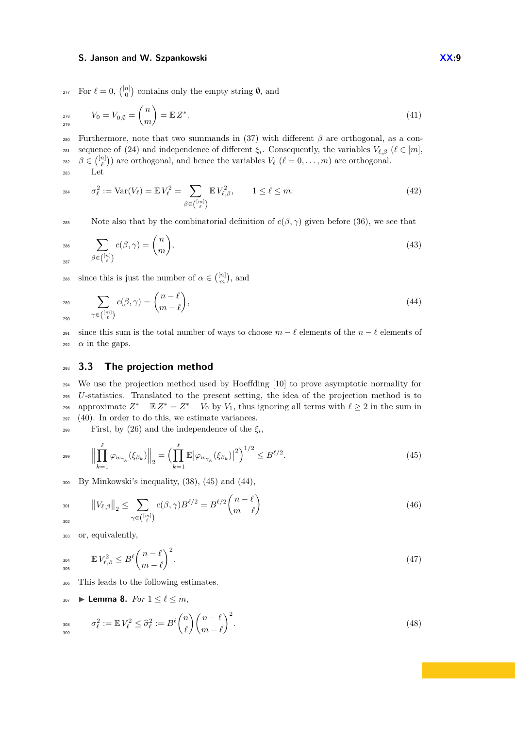For $\ell = 0$, $\binom{[n]}{0}$ contains only the empty string $\emptyset$, and

$$V_0 = V_{0,\emptyset} = \binom{n}{m} = \mathbb{E}\, Z^*. \tag{41}$$

Furthermore, note that two summands in (37) with different $\beta$ are orthogonal, as a consequence of (24) and independence of different $\xi_i$. Consequently, the variables $V_{\ell,\beta}$ ($\ell \in [m]$, $\beta \in \binom{[n]}{\ell}$) are orthogonal, and hence the variables $V_\ell$ ($\ell = 0, \dots, m$) are orthogonal.

Let

$$\sigma_\ell^2 := \operatorname{Var}(V_\ell) = \mathbb{E}\, V_\ell^2 = \sum_{\beta \in \binom{[m]}{\ell}} \mathbb{E}\, V_{\ell,\beta}^2, \qquad 1 \le \ell \le m. \tag{42}$$

Note also that by the combinatorial definition of $c(\beta,\gamma)$ given before (36), we see that

$$\sum_{\beta \in \binom{[n]}{\ell}} c(\beta,\gamma) = \binom{n}{m}, \tag{43}$$

since this is just the number of $\alpha \in \binom{[n]}{m}$, and

$$\sum_{\gamma \in \binom{[m]}{\ell}} c(\beta,\gamma) = \binom{n-\ell}{m-\ell}, \tag{44}$$

since this sum is the total number of ways to choose $m-\ell$ elements of the $n-\ell$ elements of $\alpha$ in the gaps.

### 3.3 The projection method

We use the projection method used by Hoeffding [10] to prove asymptotic normality for $U$-statistics. Translated to the present setting, the idea of the projection method is to approximate $Z^* - \mathbb{E}\, Z^* = Z^* - V_0$ by $V_1$, thus ignoring all terms with $\ell \ge 2$ in the sum in (40). In order to do this, we estimate variances.

First, by (26) and the independence of the $\xi_i$,

$$\Big\| \prod_{k=1}^{\ell} \varphi_{w_{\gamma_k}}(\xi_{\beta_k}) \Big\|_2 = \Big( \prod_{k=1}^{\ell} \mathbb{E} \big| \varphi_{w_{\gamma_k}}(\xi_{\beta_k}) \big|^2 \Big)^{1/2} \le B^{\ell/2}. \tag{45}$$

By Minkowski's inequality, (38), (45) and (44),

$$\big\| V_{\ell,\beta} \big\|_2 \le \sum_{\gamma \in \binom{[m]}{\ell}} c(\beta,\gamma) B^{\ell/2} = B^{\ell/2} \binom{n-\ell}{m-\ell} \tag{46}$$

or, equivalently,

$$\mathbb{E}\, V_{\ell,\beta}^2 \le B^\ell \binom{n-\ell}{m-\ell}^2. \tag{47}$$

This leads to the following estimates.

▶ **Lemma 8.** *For $1 \le \ell \le m$,*

$$\sigma_\ell^2 := \mathbb{E}\, V_\ell^2 \le \widehat{\sigma}_\ell^2 := B^\ell \binom{n}{\ell} \binom{n-\ell}{m-\ell}^2. \tag{48}$$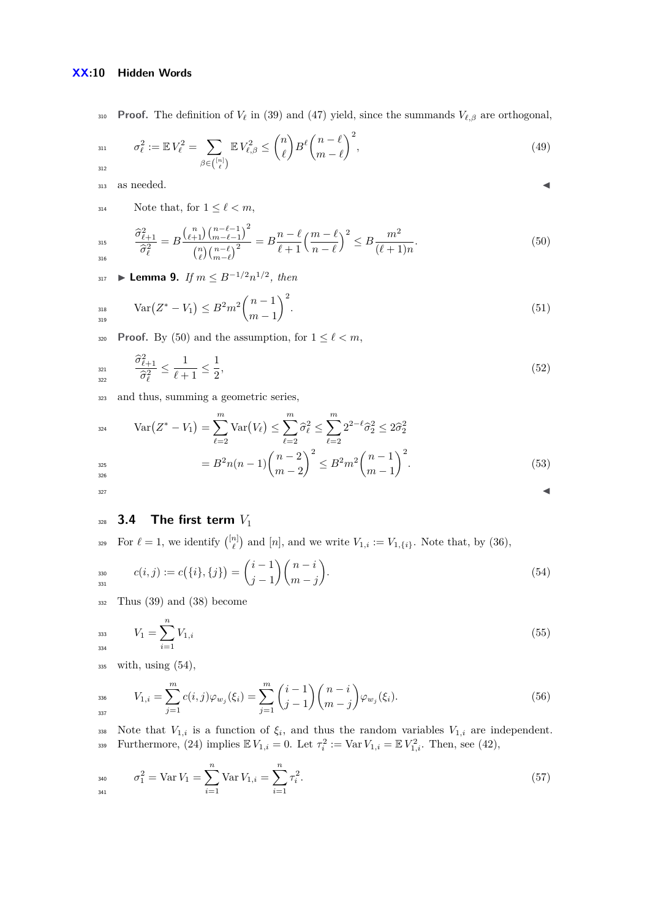**Proof.** The definition of $V_\ell$ in (39) and (47) yield, since the summands $V_{\ell,\beta}$ are orthogonal,

$$\sigma_\ell^2 := \mathbb{E}\, V_\ell^2 = \sum_{\beta \in \binom{[n]}{\ell}} \mathbb{E}\, V_{\ell,\beta}^2 \le \binom{n}{\ell} B^\ell \binom{n-\ell}{m-\ell}^2, \tag{49}$$

as needed. ◀

Note that, for $1 \le \ell < m$,

$$\frac{\widehat{\sigma}_{\ell+1}^2}{\widehat{\sigma}_\ell^2} = B \frac{\binom{n}{\ell+1}\binom{n-\ell-1}{m-\ell-1}^2}{\binom{n}{\ell}\binom{n-\ell}{m-\ell}^2} = B\frac{n-\ell}{\ell+1}\Big(\frac{m-\ell}{n-\ell}\Big)^2 \le B\frac{m^2}{(\ell+1)n}. \tag{50}$$

▶ **Lemma 9.** *If $m \le B^{-1/2} n^{1/2}$, then*

$$\operatorname{Var}\big(Z^* - V_1\big) \le B^2 m^2 \binom{n-1}{m-1}^2. \tag{51}$$

**Proof.** By (50) and the assumption, for $1 \le \ell < m$,

$$\frac{\widehat{\sigma}_{\ell+1}^2}{\widehat{\sigma}_\ell^2} \le \frac{1}{\ell+1} \le \frac{1}{2}, \tag{52}$$

and thus, summing a geometric series,

$$\begin{aligned}\operatorname{Var}\big(Z^* - V_1\big) &= \sum_{\ell=2}^m \operatorname{Var}\big(V_\ell\big) \le \sum_{\ell=2}^m \widehat{\sigma}_\ell^2 \le \sum_{\ell=2}^m 2^{2-\ell}\widehat{\sigma}_2^2 \le 2\widehat{\sigma}_2^2 \\ &= B^2 n(n-1)\binom{n-2}{m-2}^2 \le B^2 m^2 \binom{n-1}{m-1}^2.\end{aligned} \tag{53}$$

◀

## 3.4 The first term $V_1$

For $\ell = 1$, we identify $\binom{[n]}{\ell}$ and $[n]$, and we write $V_{1,i} := V_{1,\{i\}}$. Note that, by (36),

$$c(i,j) := c\big(\{i\},\{j\}\big) = \binom{i-1}{j-1}\binom{n-i}{m-j}. \tag{54}$$

Thus (39) and (38) become

$$V_1 = \sum_{i=1}^n V_{1,i} \tag{55}$$

with, using (54),

$$V_{1,i} = \sum_{j=1}^m c(i,j)\varphi_{w_j}(\xi_i) = \sum_{j=1}^m \binom{i-1}{j-1}\binom{n-i}{m-j}\varphi_{w_j}(\xi_i). \tag{56}$$

Note that $V_{1,i}$ is a function of $\xi_i$, and thus the random variables $V_{1,i}$ are independent. Furthermore, (24) implies $\mathbb{E}\, V_{1,i} = 0$. Let $\tau_i^2 := \operatorname{Var} V_{1,i} = \mathbb{E}\, V_{1,i}^2$. Then, see (42),

$$\sigma_1^2 = \operatorname{Var} V_1 = \sum_{i=1}^n \operatorname{Var} V_{1,i} = \sum_{i=1}^n \tau_i^2. \tag{57}$$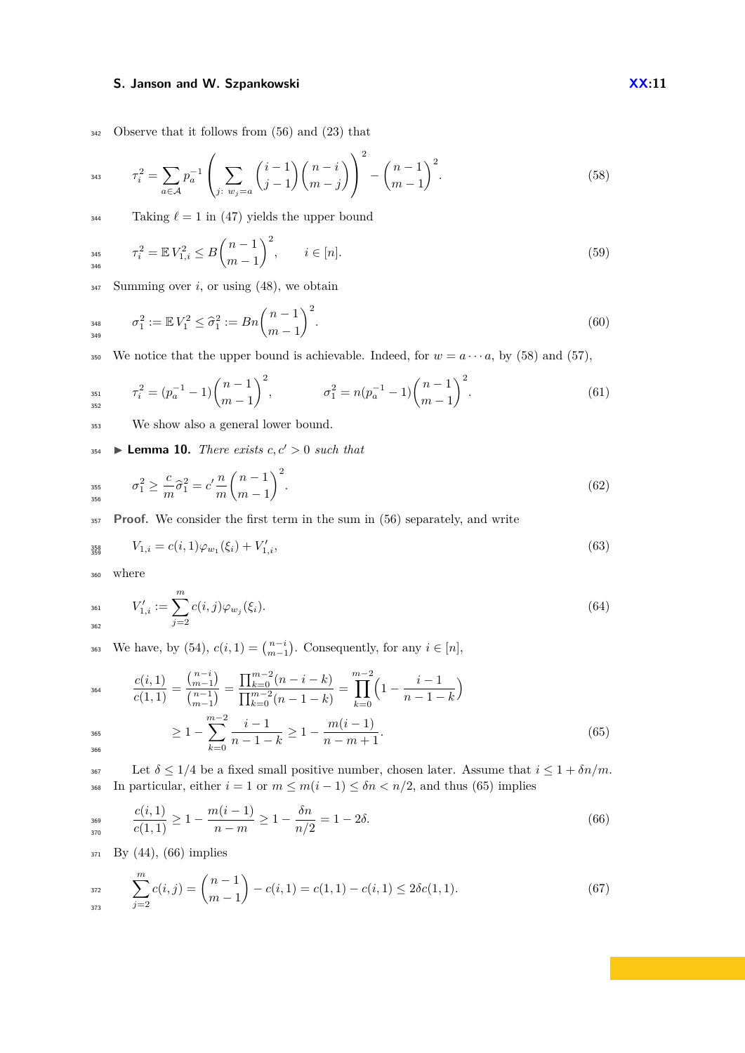Observe that it follows from (56) and (23) that

$$\tau_i^2 = \sum_{a\in\mathcal{A}} p_a^{-1} \left( \sum_{j:\ w_j=a} \binom{i-1}{j-1}\binom{n-i}{m-j} \right)^2 - \binom{n-1}{m-1}^2. \tag{58}$$

Taking $\ell = 1$ in (47) yields the upper bound

$$\tau_i^2 = \mathbb{E}\, V_{1,i}^2 \le B\binom{n-1}{m-1}^2, \qquad i \in [n]. \tag{59}$$

Summing over $i$, or using (48), we obtain

$$\sigma_1^2 := \mathbb{E}\, V_1^2 \le \widehat{\sigma}_1^2 := Bn\binom{n-1}{m-1}^2. \tag{60}$$

We notice that the upper bound is achievable. Indeed, for $w = a \cdots a$, by (58) and (57),

$$\tau_i^2 = (p_a^{-1} - 1)\binom{n-1}{m-1}^2, \qquad\qquad \sigma_1^2 = n(p_a^{-1} - 1)\binom{n-1}{m-1}^2. \tag{61}$$

We show also a general lower bound.

▶ **Lemma 10.** *There exists $c, c' > 0$ such that*

$$\sigma_1^2 \ge \frac{c}{m}\widehat{\sigma}_1^2 = c'\frac{n}{m}\binom{n-1}{m-1}^2. \tag{62}$$

**Proof.** We consider the first term in the sum in (56) separately, and write

$$V_{1,i} = c(i,1)\varphi_{w_1}(\xi_i) + V_{1,i}', \tag{63}$$

where

$$V_{1,i}' := \sum_{j=2}^{m} c(i,j)\varphi_{w_j}(\xi_i). \tag{64}$$

We have, by (54), $c(i,1) = \binom{n-i}{m-1}$. Consequently, for any $i \in [n]$,

$$\begin{aligned}
\frac{c(i,1)}{c(1,1)} &= \frac{\binom{n-i}{m-1}}{\binom{n-1}{m-1}} = \frac{\prod_{k=0}^{m-2}(n-i-k)}{\prod_{k=0}^{m-2}(n-1-k)} = \prod_{k=0}^{m-2}\Big(1 - \frac{i-1}{n-1-k}\Big) \\
&\ge 1 - \sum_{k=0}^{m-2}\frac{i-1}{n-1-k} \ge 1 - \frac{m(i-1)}{n-m+1}.
\end{aligned} \tag{65}$$

Let $\delta \le 1/4$ be a fixed small positive number, chosen later. Assume that $i \le 1 + \delta n/m$. In particular, either $i = 1$ or $m \le m(i-1) \le \delta n < n/2$, and thus (65) implies

$$\frac{c(i,1)}{c(1,1)} \ge 1 - \frac{m(i-1)}{n-m} \ge 1 - \frac{\delta n}{n/2} = 1 - 2\delta. \tag{66}$$

By (44), (66) implies

$$\sum_{j=2}^{m} c(i,j) = \binom{n-1}{m-1} - c(i,1) = c(1,1) - c(i,1) \le 2\delta c(1,1). \tag{67}$$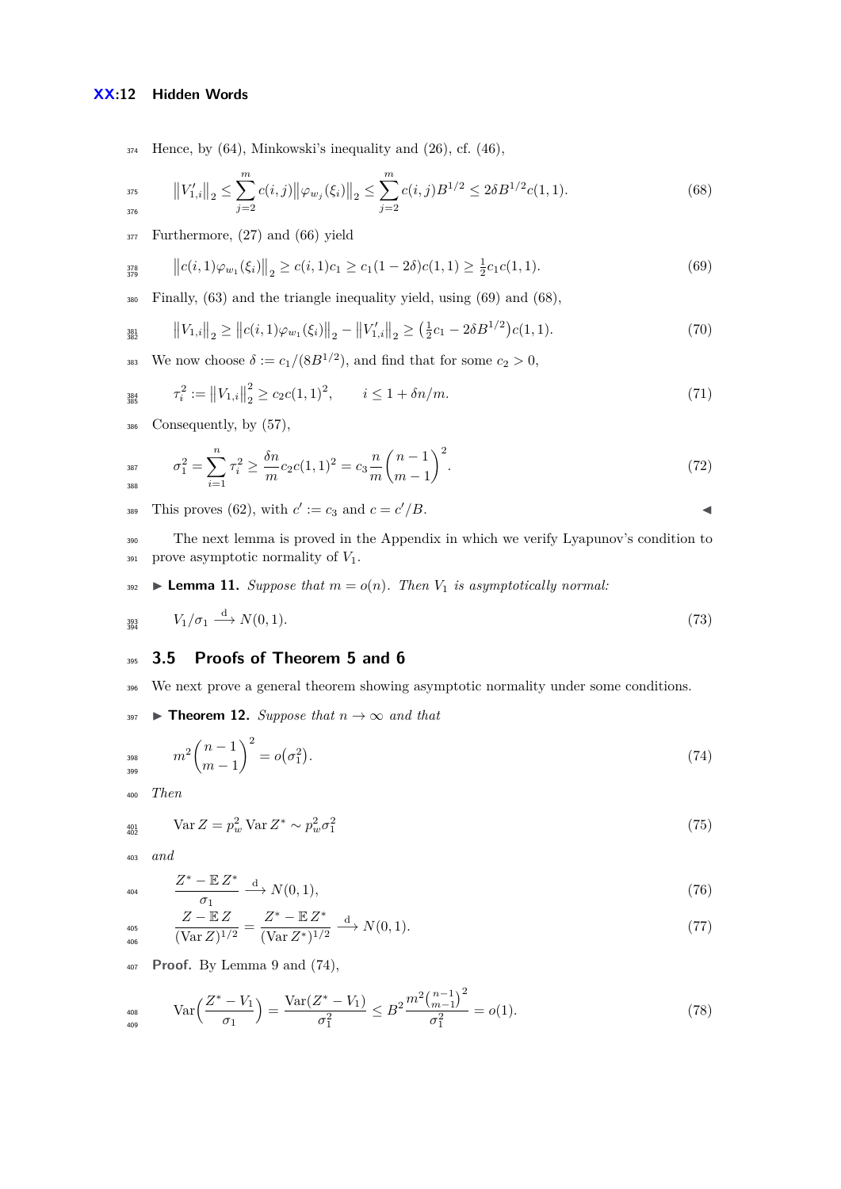Hence, by (64), Minkowski's inequality and (26), cf. (46),

$$\left\|V_{1,i}'\right\|_2 \le \sum_{j=2}^{m} c(i,j)\left\|\varphi_{w_j}(\xi_i)\right\|_2 \le \sum_{j=2}^{m} c(i,j)B^{1/2} \le 2\delta B^{1/2} c(1,1). \tag{68}$$

Furthermore, (27) and (66) yield

$$\left\|c(i,1)\varphi_{w_1}(\xi_i)\right\|_2 \ge c(i,1)c_1 \ge c_1(1-2\delta)c(1,1) \ge \tfrac{1}{2}c_1 c(1,1). \tag{69}$$

Finally, (63) and the triangle inequality yield, using (69) and (68),

$$\left\|V_{1,i}\right\|_2 \ge \left\|c(i,1)\varphi_{w_1}(\xi_i)\right\|_2 - \left\|V_{1,i}'\right\|_2 \ge \left(\tfrac{1}{2}c_1 - 2\delta B^{1/2}\right)c(1,1). \tag{70}$$

We now choose $\delta := c_1/(8B^{1/2})$, and find that for some $c_2 > 0$,

$$\tau_i^2 := \left\|V_{1,i}\right\|_2^2 \ge c_2 c(1,1)^2, \qquad i \le 1 + \delta n/m. \tag{71}$$

Consequently, by (57),

$$\sigma_1^2 = \sum_{i=1}^{n} \tau_i^2 \ge \frac{\delta n}{m} c_2 c(1,1)^2 = c_3 \frac{n}{m}\binom{n-1}{m-1}^2. \tag{72}$$

This proves (62), with $c' := c_3$ and $c = c'/B$. ◀

The next lemma is proved in the Appendix in which we verify Lyapunov's condition to prove asymptotic normality of $V_1$.

▶ **Lemma 11.** *Suppose that $m = o(n)$. Then $V_1$ is asymptotically normal:*

$$V_1/\sigma_1 \xrightarrow{\mathrm{d}} N(0,1). \tag{73}$$

## 3.5 Proofs of Theorem 5 and 6

We next prove a general theorem showing asymptotic normality under some conditions.

▶ **Theorem 12.** *Suppose that $n \to \infty$ and that*

$$m^2\binom{n-1}{m-1}^2 = o\big(\sigma_1^2\big). \tag{74}$$

*Then*

$$\operatorname{Var} Z = p_w^2 \operatorname{Var} Z^* \sim p_w^2 \sigma_1^2 \tag{75}$$

*and*

$$\frac{Z^* - \mathbb{E}\, Z^*}{\sigma_1} \xrightarrow{\mathrm{d}} N(0,1), \tag{76}$$

$$\frac{Z - \mathbb{E}\, Z}{(\operatorname{Var} Z)^{1/2}} = \frac{Z^* - \mathbb{E}\, Z^*}{(\operatorname{Var} Z^*)^{1/2}} \xrightarrow{\mathrm{d}} N(0,1). \tag{77}$$

**Proof.** By Lemma 9 and (74),

$$\operatorname{Var}\Big(\frac{Z^* - V_1}{\sigma_1}\Big) = \frac{\operatorname{Var}(Z^* - V_1)}{\sigma_1^2} \le B^2 \frac{m^2\binom{n-1}{m-1}^2}{\sigma_1^2} = o(1). \tag{78}$$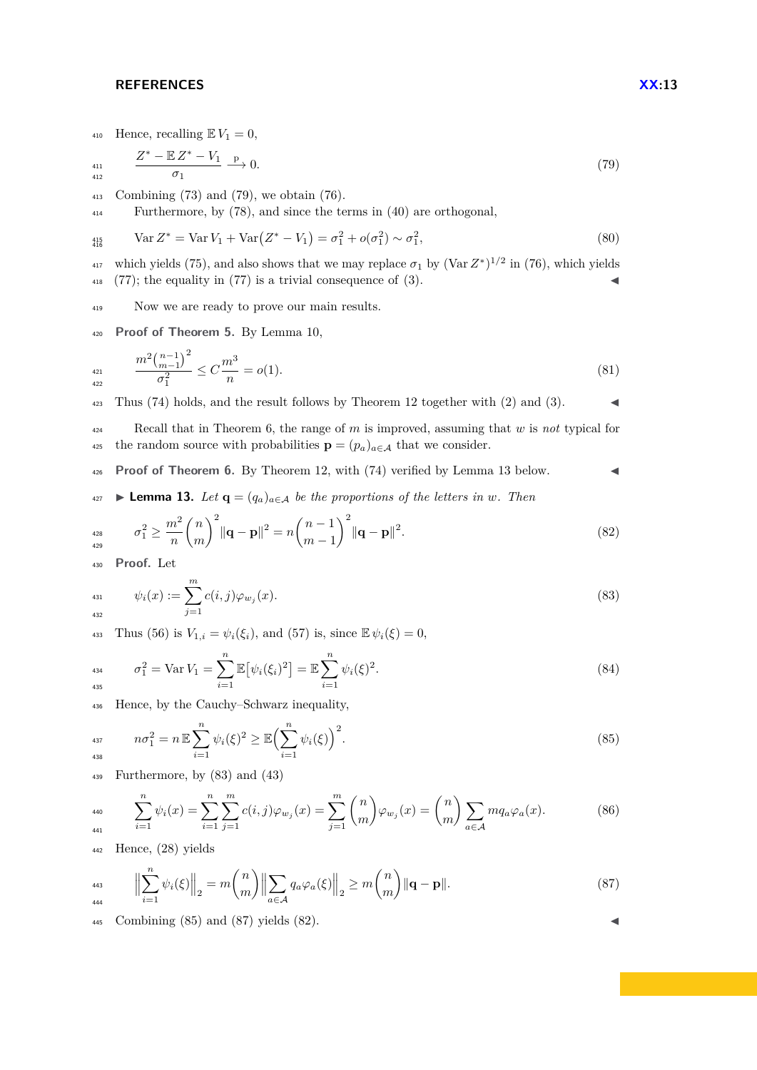Hence, recalling $\mathbb{E}\, V_1 = 0$,

$$\frac{Z^* - \mathbb{E}\, Z^* - V_1}{\sigma_1} \overset{\mathrm{p}}{\longrightarrow} 0. \tag{79}$$

Combining (73) and (79), we obtain (76).

Furthermore, by (78), and since the terms in (40) are orthogonal,

$$\operatorname{Var} Z^* = \operatorname{Var} V_1 + \operatorname{Var}\bigl(Z^* - V_1\bigr) = \sigma_1^2 + o(\sigma_1^2) \sim \sigma_1^2, \tag{80}$$

which yields (75), and also shows that we may replace $\sigma_1$ by $(\operatorname{Var} Z^*)^{1/2}$ in (76), which yields (77); the equality in (77) is a trivial consequence of (3). ◀

Now we are ready to prove our main results.

**Proof of Theorem 5.** By Lemma 10,

$$\frac{m^2\binom{n-1}{m-1}^2}{\sigma_1^2} \le C\frac{m^3}{n} = o(1). \tag{81}$$

Thus (74) holds, and the result follows by Theorem 12 together with (2) and (3). ◀

Recall that in Theorem 6, the range of $m$ is improved, assuming that $w$ is *not* typical for the random source with probabilities $\mathbf{p} = (p_a)_{a\in\mathcal{A}}$ that we consider.

**Proof of Theorem 6.** By Theorem 12, with (74) verified by Lemma 13 below. ◀

▶ **Lemma 13.** *Let $\mathbf{q} = (q_a)_{a\in\mathcal{A}}$ be the proportions of the letters in $w$. Then*

$$\sigma_1^2 \ge \frac{m^2}{n}\binom{n}{m}^2 \|\mathbf{q}-\mathbf{p}\|^2 = n\binom{n-1}{m-1}^2 \|\mathbf{q}-\mathbf{p}\|^2. \tag{82}$$

**Proof.** Let

$$\psi_i(x) := \sum_{j=1}^{m} c(i,j)\varphi_{w_j}(x). \tag{83}$$

Thus (56) is $V_{1,i} = \psi_i(\xi_i)$, and (57) is, since $\mathbb{E}\,\psi_i(\xi) = 0$,

$$\sigma_1^2 = \operatorname{Var} V_1 = \sum_{i=1}^{n} \mathbb{E}\bigl[\psi_i(\xi_i)^2\bigr] = \mathbb{E}\sum_{i=1}^{n} \psi_i(\xi)^2. \tag{84}$$

Hence, by the Cauchy–Schwarz inequality,

$$n\sigma_1^2 = n\,\mathbb{E}\sum_{i=1}^{n}\psi_i(\xi)^2 \ge \mathbb{E}\Bigl(\sum_{i=1}^{n}\psi_i(\xi)\Bigr)^2. \tag{85}$$

Furthermore, by (83) and (43)

$$\sum_{i=1}^{n}\psi_i(x) = \sum_{i=1}^{n}\sum_{j=1}^{m} c(i,j)\varphi_{w_j}(x) = \sum_{j=1}^{m}\binom{n}{m}\varphi_{w_j}(x) = \binom{n}{m}\sum_{a\in\mathcal{A}} mq_a\varphi_a(x). \tag{86}$$

Hence, (28) yields

$$\Bigl\|\sum_{i=1}^{n}\psi_i(\xi)\Bigr\|_2 = m\binom{n}{m}\Bigl\|\sum_{a\in\mathcal{A}} q_a\varphi_a(\xi)\Bigr\|_2 \ge m\binom{n}{m}\|\mathbf{q}-\mathbf{p}\|. \tag{87}$$

Combining (85) and (87) yields (82). ◀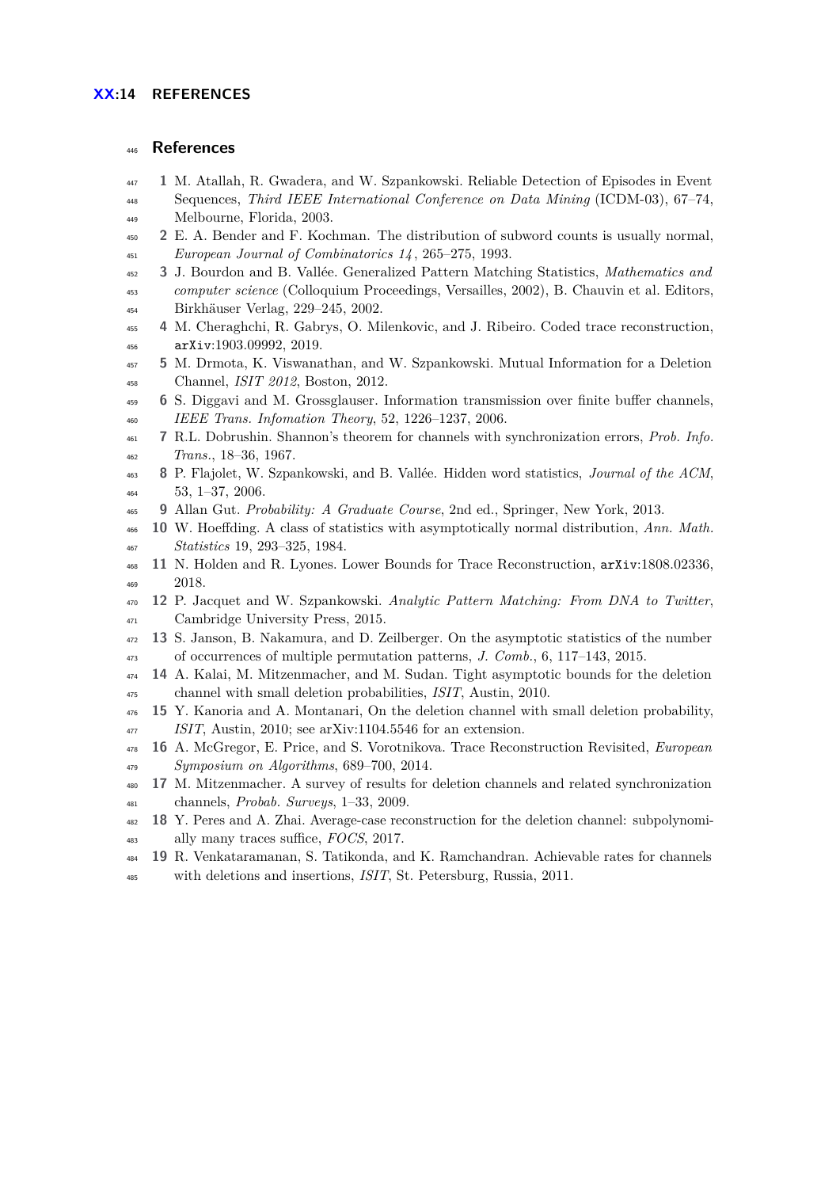## References

1 M. Atallah, R. Gwadera, and W. Szpankowski. Reliable Detection of Episodes in Event Sequences, *Third IEEE International Conference on Data Mining* (ICDM-03), 67–74, Melbourne, Florida, 2003.

2 E. A. Bender and F. Kochman. The distribution of subword counts is usually normal, *European Journal of Combinatorics 14*, 265–275, 1993.

3 J. Bourdon and B. Vallée. Generalized Pattern Matching Statistics, *Mathematics and computer science* (Colloquium Proceedings, Versailles, 2002), B. Chauvin et al. Editors, Birkhäuser Verlag, 229–245, 2002.

4 M. Cheraghchi, R. Gabrys, O. Milenkovic, and J. Ribeiro. Coded trace reconstruction, `arXiv`:1903.09992, 2019.

5 M. Drmota, K. Viswanathan, and W. Szpankowski. Mutual Information for a Deletion Channel, *ISIT 2012*, Boston, 2012.

6 S. Diggavi and M. Grossglauser. Information transmission over finite buffer channels, *IEEE Trans. Infomation Theory*, 52, 1226–1237, 2006.

7 R.L. Dobrushin. Shannon's theorem for channels with synchronization errors, *Prob. Info. Trans.*, 18–36, 1967.

8 P. Flajolet, W. Szpankowski, and B. Vallée. Hidden word statistics, *Journal of the ACM*, 53, 1–37, 2006.

9 Allan Gut. *Probability: A Graduate Course*, 2nd ed., Springer, New York, 2013.

10 W. Hoeffding. A class of statistics with asymptotically normal distribution, *Ann. Math. Statistics* 19, 293–325, 1984.

11 N. Holden and R. Lyones. Lower Bounds for Trace Reconstruction, `arXiv`:1808.02336, 2018.

12 P. Jacquet and W. Szpankowski. *Analytic Pattern Matching: From DNA to Twitter*, Cambridge University Press, 2015.

13 S. Janson, B. Nakamura, and D. Zeilberger. On the asymptotic statistics of the number of occurrences of multiple permutation patterns, *J. Comb.*, 6, 117–143, 2015.

14 A. Kalai, M. Mitzenmacher, and M. Sudan. Tight asymptotic bounds for the deletion channel with small deletion probabilities, *ISIT*, Austin, 2010.

15 Y. Kanoria and A. Montanari, On the deletion channel with small deletion probability, *ISIT*, Austin, 2010; see arXiv:1104.5546 for an extension.

16 A. McGregor, E. Price, and S. Vorotnikova. Trace Reconstruction Revisited, *European Symposium on Algorithms*, 689–700, 2014.

17 M. Mitzenmacher. A survey of results for deletion channels and related synchronization channels, *Probab. Surveys*, 1–33, 2009.

18 Y. Peres and A. Zhai. Average-case reconstruction for the deletion channel: subpolynomially many traces suffice, *FOCS*, 2017.

19 R. Venkataramanan, S. Tatikonda, and K. Ramchandran. Achievable rates for channels with deletions and insertions, *ISIT*, St. Petersburg, Russia, 2011.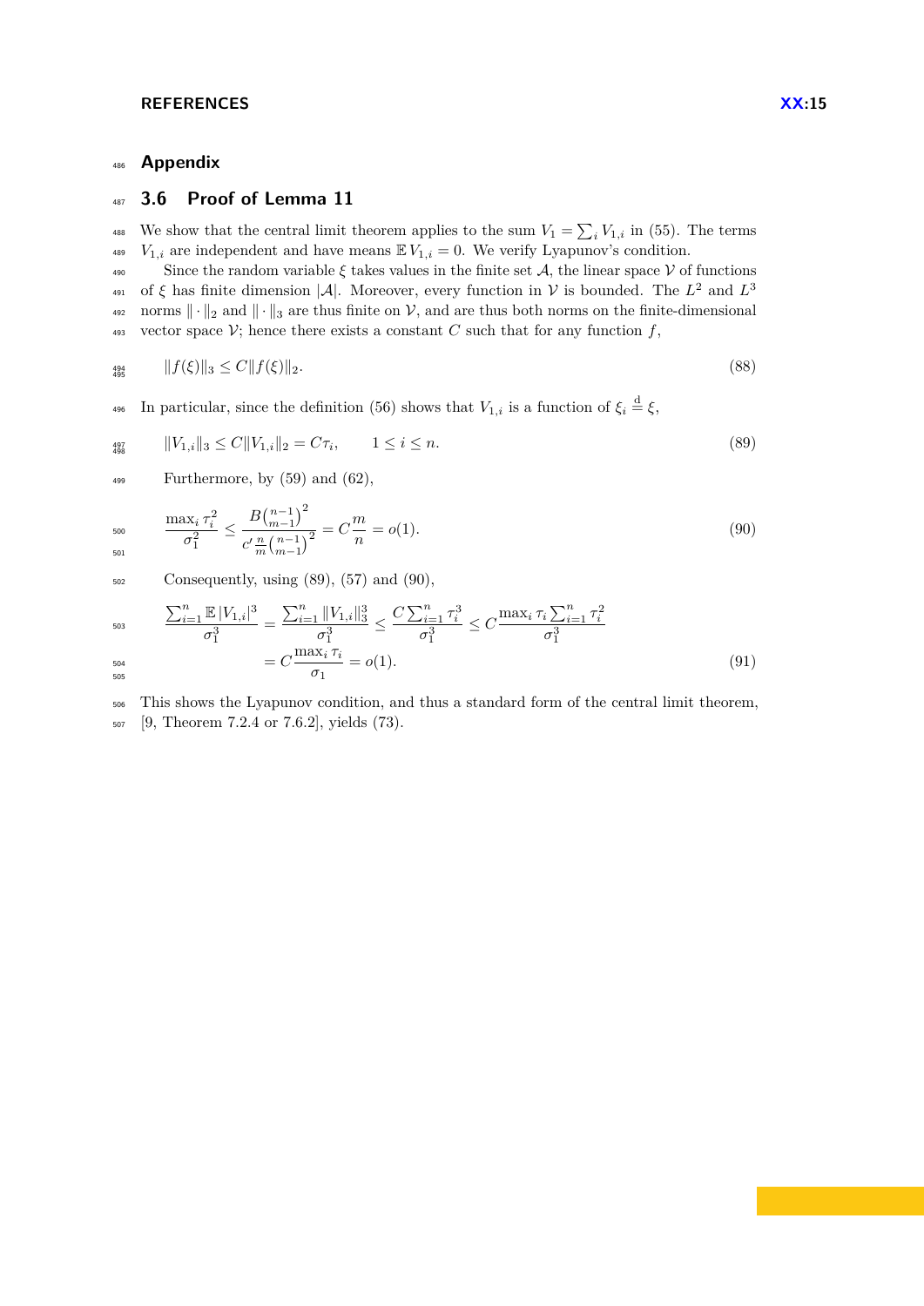## Appendix

### 3.6 Proof of Lemma 11

We show that the central limit theorem applies to the sum $V_1 = \sum_i V_{1,i}$ in (55). The terms $V_{1,i}$ are independent and have means $\mathbb{E}\, V_{1,i} = 0$. We verify Lyapunov's condition.

Since the random variable $\xi$ takes values in the finite set $\mathcal{A}$, the linear space $\mathcal{V}$ of functions of $\xi$ has finite dimension $|\mathcal{A}|$. Moreover, every function in $\mathcal{V}$ is bounded. The $L^2$ and $L^3$ norms $\|\cdot\|_2$ and $\|\cdot\|_3$ are thus finite on $\mathcal{V}$, and are thus both norms on the finite-dimensional vector space $\mathcal{V}$; hence there exists a constant $C$ such that for any function $f$,

$$\|f(\xi)\|_3 \le C\|f(\xi)\|_2. \tag{88}$$

In particular, since the definition (56) shows that $V_{1,i}$ is a function of $\xi_i \overset{\mathrm{d}}{=} \xi$,

$$\|V_{1,i}\|_3 \le C\|V_{1,i}\|_2 = C\tau_i, \qquad 1 \le i \le n. \tag{89}$$

Furthermore, by (59) and (62),

$$\frac{\max_i \tau_i^2}{\sigma_1^2} \le \frac{B\binom{n-1}{m-1}^2}{c' \frac{n}{m}\binom{n-1}{m-1}^2} = C\frac{m}{n} = o(1). \tag{90}$$

Consequently, using (89), (57) and (90),

$$\begin{aligned}
\frac{\sum_{i=1}^n \mathbb{E}\,|V_{1,i}|^3}{\sigma_1^3} &= \frac{\sum_{i=1}^n \|V_{1,i}\|_3^3}{\sigma_1^3} \le \frac{C\sum_{i=1}^n \tau_i^3}{\sigma_1^3} \le C\frac{\max_i \tau_i \sum_{i=1}^n \tau_i^2}{\sigma_1^3} \\
&= C\frac{\max_i \tau_i}{\sigma_1} = o(1).
\end{aligned} \tag{91}$$

This shows the Lyapunov condition, and thus a standard form of the central limit theorem, [9, Theorem 7.2.4 or 7.6.2], yields (73).